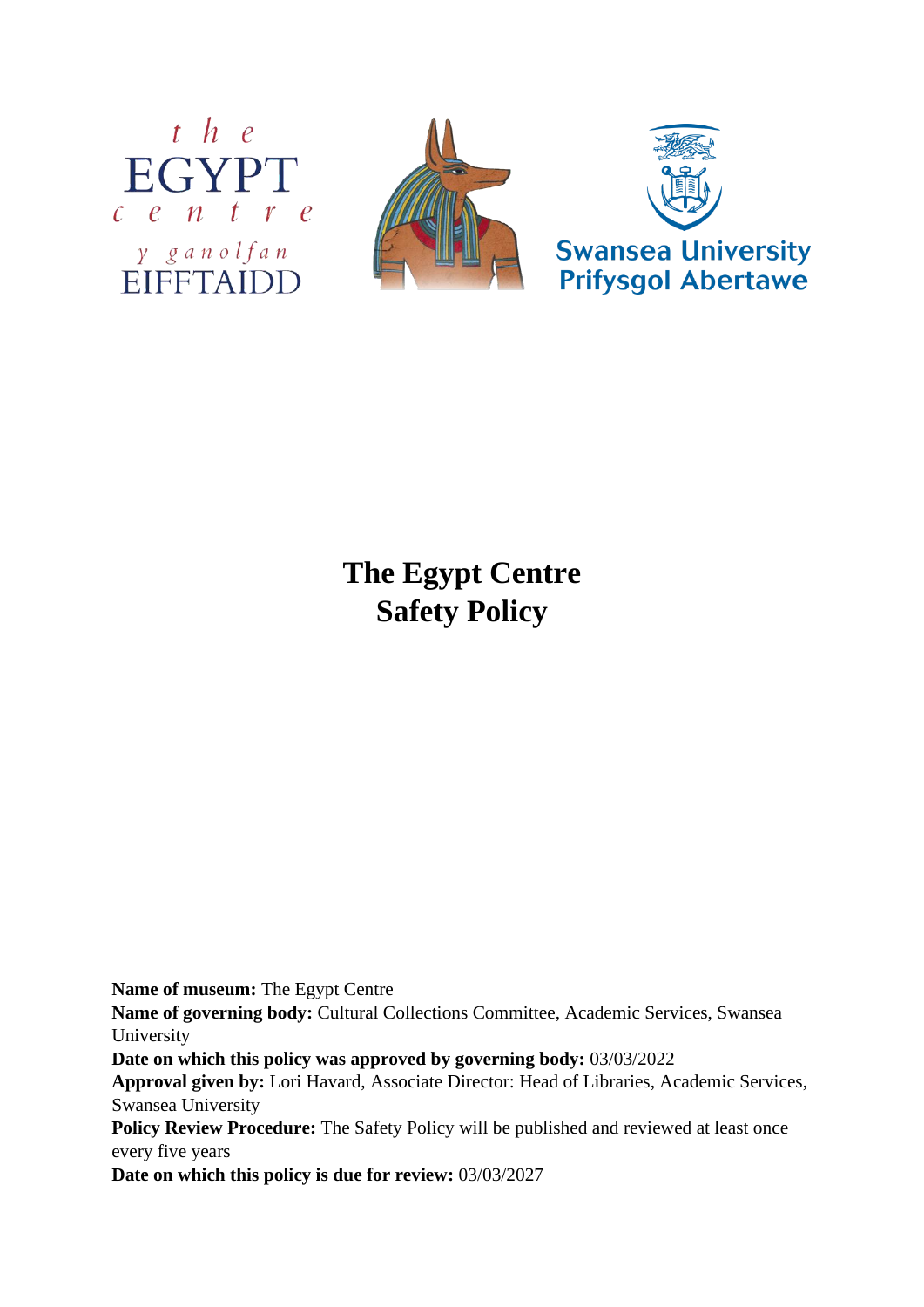# The Egypt Centre
# Safety Policy

**Name of museum:** The Egypt Centre
**Name of governing body:** Cultural Collections Committee, Academic Services, Swansea University
**Date on which this policy was approved by governing body:** 03/03/2022
**Approval given by:** Lori Havard, Associate Director: Head of Libraries, Academic Services, Swansea University
**Policy Review Procedure:** The Safety Policy will be published and reviewed at least once every five years
**Date on which this policy is due for review:** 03/03/2027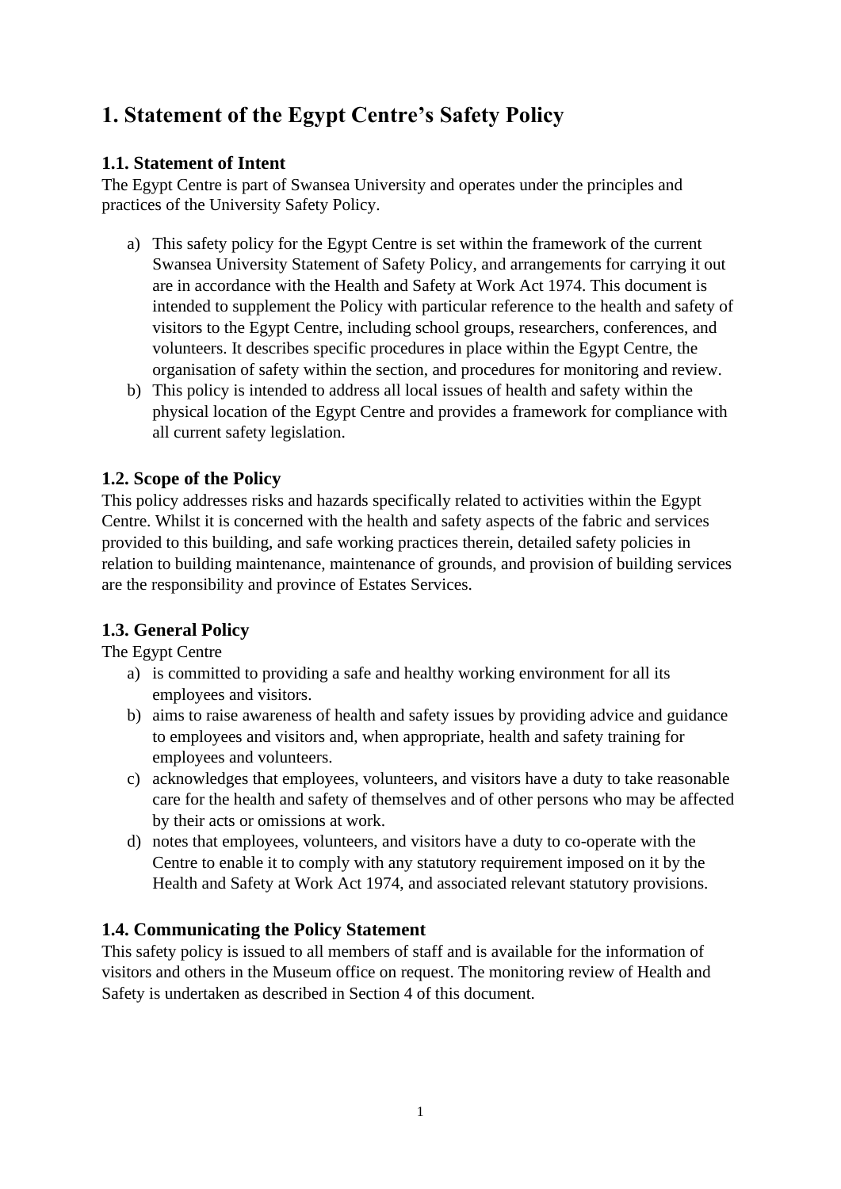# 1. Statement of the Egypt Centre's Safety Policy

## 1.1. Statement of Intent

The Egypt Centre is part of Swansea University and operates under the principles and practices of the University Safety Policy.

a) This safety policy for the Egypt Centre is set within the framework of the current Swansea University Statement of Safety Policy, and arrangements for carrying it out are in accordance with the Health and Safety at Work Act 1974. This document is intended to supplement the Policy with particular reference to the health and safety of visitors to the Egypt Centre, including school groups, researchers, conferences, and volunteers. It describes specific procedures in place within the Egypt Centre, the organisation of safety within the section, and procedures for monitoring and review.

b) This policy is intended to address all local issues of health and safety within the physical location of the Egypt Centre and provides a framework for compliance with all current safety legislation.

## 1.2. Scope of the Policy

This policy addresses risks and hazards specifically related to activities within the Egypt Centre. Whilst it is concerned with the health and safety aspects of the fabric and services provided to this building, and safe working practices therein, detailed safety policies in relation to building maintenance, maintenance of grounds, and provision of building services are the responsibility and province of Estates Services.

## 1.3. General Policy

The Egypt Centre

a) is committed to providing a safe and healthy working environment for all its employees and visitors.

b) aims to raise awareness of health and safety issues by providing advice and guidance to employees and visitors and, when appropriate, health and safety training for employees and volunteers.

c) acknowledges that employees, volunteers, and visitors have a duty to take reasonable care for the health and safety of themselves and of other persons who may be affected by their acts or omissions at work.

d) notes that employees, volunteers, and visitors have a duty to co-operate with the Centre to enable it to comply with any statutory requirement imposed on it by the Health and Safety at Work Act 1974, and associated relevant statutory provisions.

## 1.4. Communicating the Policy Statement

This safety policy is issued to all members of staff and is available for the information of visitors and others in the Museum office on request. The monitoring review of Health and Safety is undertaken as described in Section 4 of this document.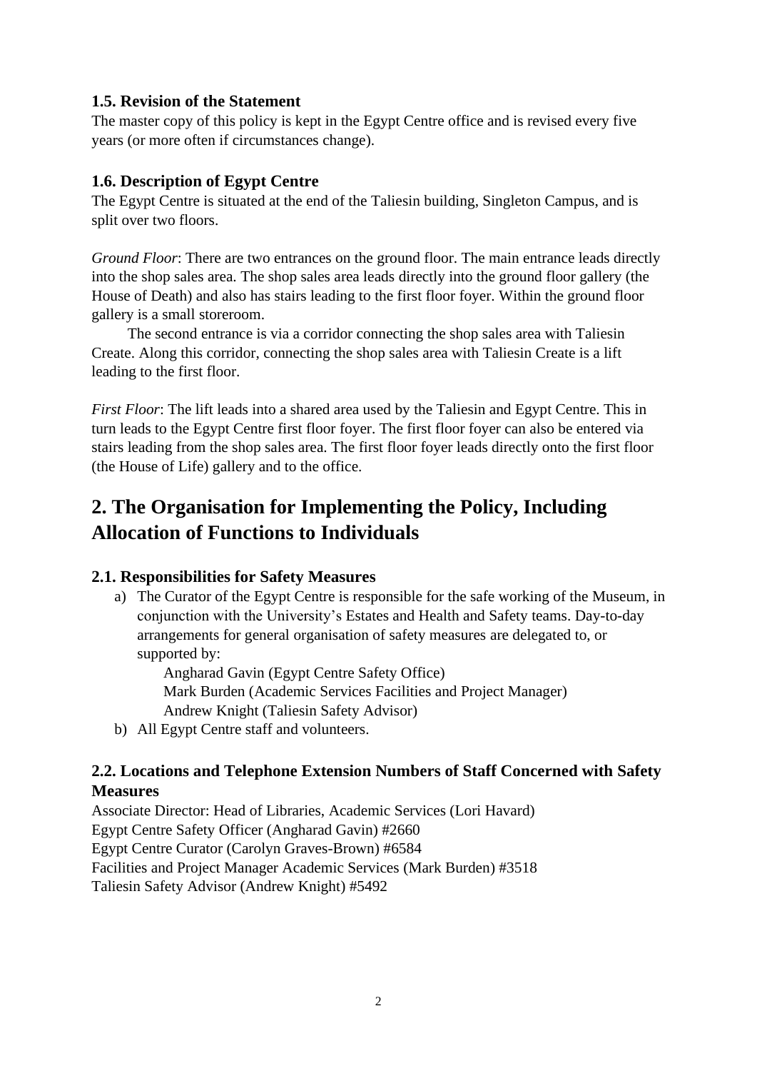### 1.5. Revision of the Statement

The master copy of this policy is kept in the Egypt Centre office and is revised every five years (or more often if circumstances change).

### 1.6. Description of Egypt Centre

The Egypt Centre is situated at the end of the Taliesin building, Singleton Campus, and is split over two floors.

*Ground Floor*: There are two entrances on the ground floor. The main entrance leads directly into the shop sales area. The shop sales area leads directly into the ground floor gallery (the House of Death) and also has stairs leading to the first floor foyer. Within the ground floor gallery is a small storeroom.

The second entrance is via a corridor connecting the shop sales area with Taliesin Create. Along this corridor, connecting the shop sales area with Taliesin Create is a lift leading to the first floor.

*First Floor*: The lift leads into a shared area used by the Taliesin and Egypt Centre. This in turn leads to the Egypt Centre first floor foyer. The first floor foyer can also be entered via stairs leading from the shop sales area. The first floor foyer leads directly onto the first floor (the House of Life) gallery and to the office.

## 2. The Organisation for Implementing the Policy, Including Allocation of Functions to Individuals

### 2.1. Responsibilities for Safety Measures

a) The Curator of the Egypt Centre is responsible for the safe working of the Museum, in conjunction with the University's Estates and Health and Safety teams. Day-to-day arrangements for general organisation of safety measures are delegated to, or supported by:

   Angharad Gavin (Egypt Centre Safety Office)
   Mark Burden (Academic Services Facilities and Project Manager)
   Andrew Knight (Taliesin Safety Advisor)

b) All Egypt Centre staff and volunteers.

### 2.2. Locations and Telephone Extension Numbers of Staff Concerned with Safety Measures

Associate Director: Head of Libraries, Academic Services (Lori Havard)
Egypt Centre Safety Officer (Angharad Gavin) #2660
Egypt Centre Curator (Carolyn Graves-Brown) #6584
Facilities and Project Manager Academic Services (Mark Burden) #3518
Taliesin Safety Advisor (Andrew Knight) #5492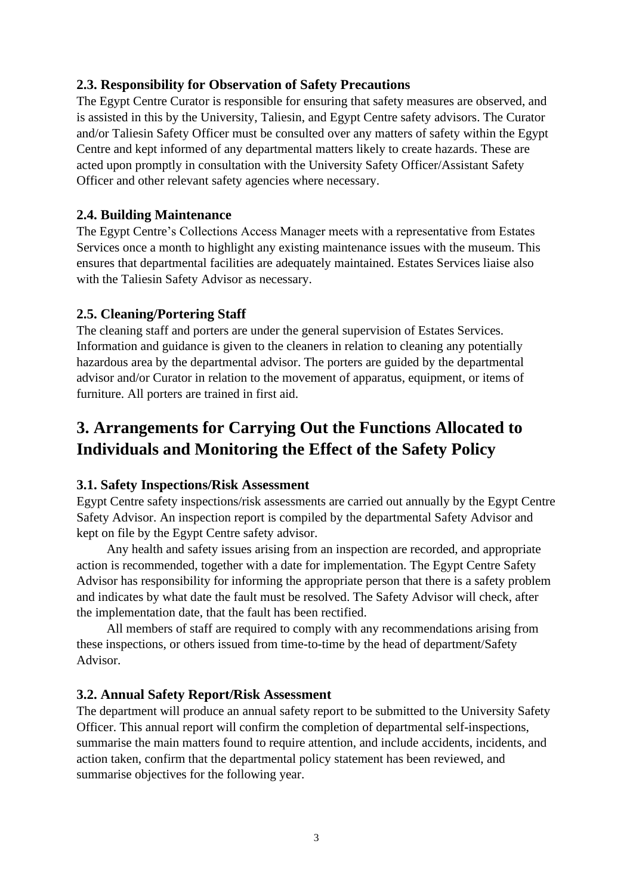### 2.3. Responsibility for Observation of Safety Precautions

The Egypt Centre Curator is responsible for ensuring that safety measures are observed, and is assisted in this by the University, Taliesin, and Egypt Centre safety advisors. The Curator and/or Taliesin Safety Officer must be consulted over any matters of safety within the Egypt Centre and kept informed of any departmental matters likely to create hazards. These are acted upon promptly in consultation with the University Safety Officer/Assistant Safety Officer and other relevant safety agencies where necessary.

### 2.4. Building Maintenance

The Egypt Centre's Collections Access Manager meets with a representative from Estates Services once a month to highlight any existing maintenance issues with the museum. This ensures that departmental facilities are adequately maintained. Estates Services liaise also with the Taliesin Safety Advisor as necessary.

### 2.5. Cleaning/Portering Staff

The cleaning staff and porters are under the general supervision of Estates Services. Information and guidance is given to the cleaners in relation to cleaning any potentially hazardous area by the departmental advisor. The porters are guided by the departmental advisor and/or Curator in relation to the movement of apparatus, equipment, or items of furniture. All porters are trained in first aid.

## 3. Arrangements for Carrying Out the Functions Allocated to Individuals and Monitoring the Effect of the Safety Policy

### 3.1. Safety Inspections/Risk Assessment

Egypt Centre safety inspections/risk assessments are carried out annually by the Egypt Centre Safety Advisor. An inspection report is compiled by the departmental Safety Advisor and kept on file by the Egypt Centre safety advisor.

Any health and safety issues arising from an inspection are recorded, and appropriate action is recommended, together with a date for implementation. The Egypt Centre Safety Advisor has responsibility for informing the appropriate person that there is a safety problem and indicates by what date the fault must be resolved. The Safety Advisor will check, after the implementation date, that the fault has been rectified.

All members of staff are required to comply with any recommendations arising from these inspections, or others issued from time-to-time by the head of department/Safety Advisor.

### 3.2. Annual Safety Report/Risk Assessment

The department will produce an annual safety report to be submitted to the University Safety Officer. This annual report will confirm the completion of departmental self-inspections, summarise the main matters found to require attention, and include accidents, incidents, and action taken, confirm that the departmental policy statement has been reviewed, and summarise objectives for the following year.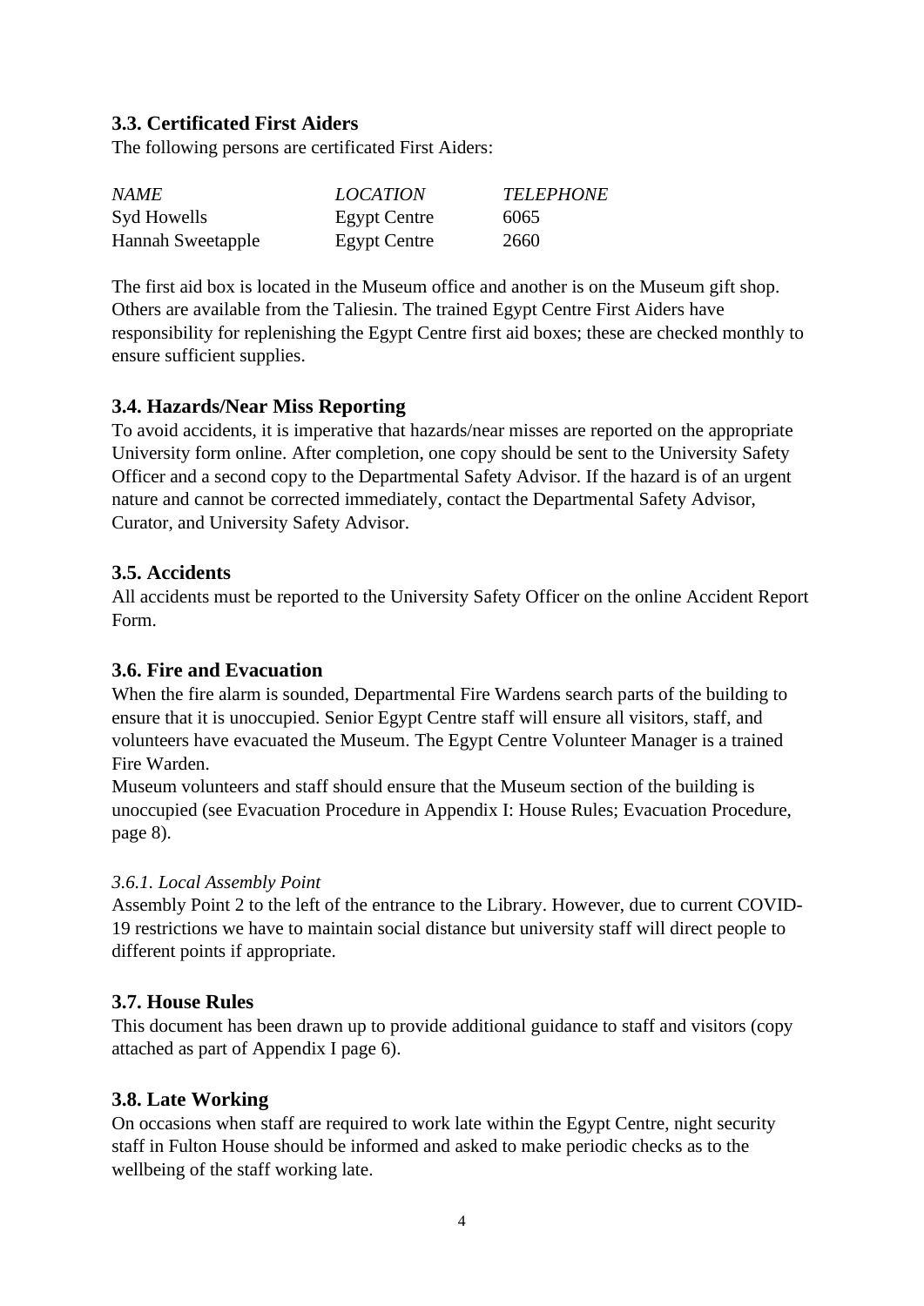### 3.3. Certificated First Aiders

The following persons are certificated First Aiders:

| *NAME* | *LOCATION* | *TELEPHONE* |
|---|---|---|
| Syd Howells | Egypt Centre | 6065 |
| Hannah Sweetapple | Egypt Centre | 2660 |

The first aid box is located in the Museum office and another is on the Museum gift shop. Others are available from the Taliesin. The trained Egypt Centre First Aiders have responsibility for replenishing the Egypt Centre first aid boxes; these are checked monthly to ensure sufficient supplies.

### 3.4. Hazards/Near Miss Reporting

To avoid accidents, it is imperative that hazards/near misses are reported on the appropriate University form online. After completion, one copy should be sent to the University Safety Officer and a second copy to the Departmental Safety Advisor. If the hazard is of an urgent nature and cannot be corrected immediately, contact the Departmental Safety Advisor, Curator, and University Safety Advisor.

### 3.5. Accidents

All accidents must be reported to the University Safety Officer on the online Accident Report Form.

### 3.6. Fire and Evacuation

When the fire alarm is sounded, Departmental Fire Wardens search parts of the building to ensure that it is unoccupied. Senior Egypt Centre staff will ensure all visitors, staff, and volunteers have evacuated the Museum. The Egypt Centre Volunteer Manager is a trained Fire Warden.

Museum volunteers and staff should ensure that the Museum section of the building is unoccupied (see Evacuation Procedure in Appendix I: House Rules; Evacuation Procedure, page 8).

#### *3.6.1. Local Assembly Point*

Assembly Point 2 to the left of the entrance to the Library. However, due to current COVID-19 restrictions we have to maintain social distance but university staff will direct people to different points if appropriate.

### 3.7. House Rules

This document has been drawn up to provide additional guidance to staff and visitors (copy attached as part of Appendix I page 6).

### 3.8. Late Working

On occasions when staff are required to work late within the Egypt Centre, night security staff in Fulton House should be informed and asked to make periodic checks as to the wellbeing of the staff working late.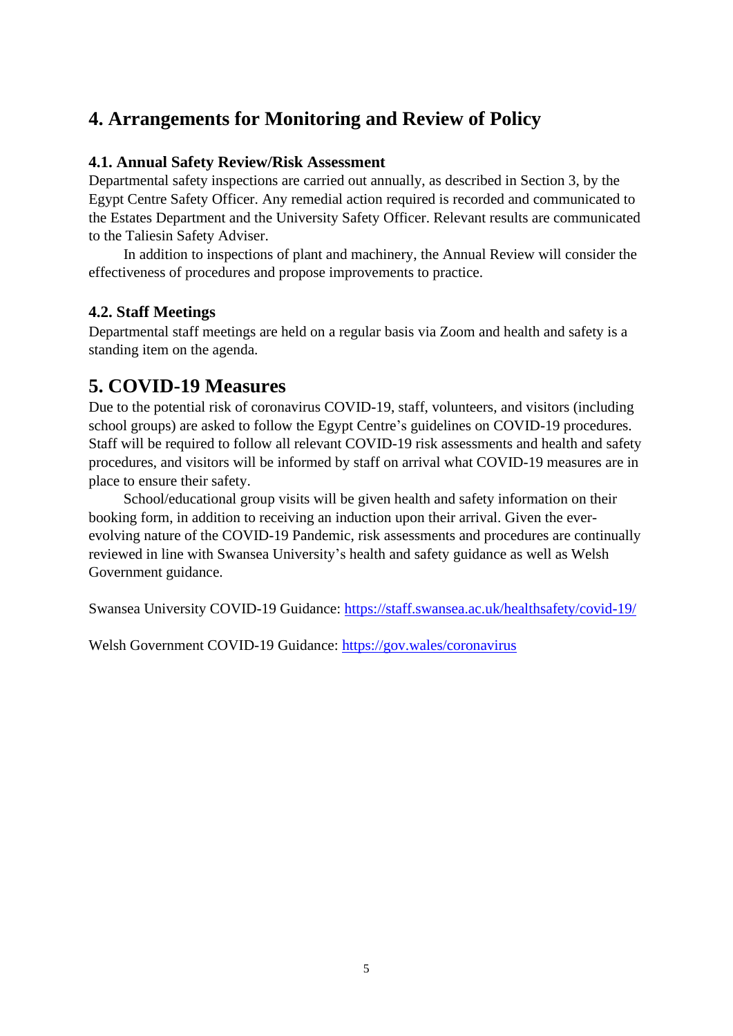## 4. Arrangements for Monitoring and Review of Policy

### 4.1. Annual Safety Review/Risk Assessment

Departmental safety inspections are carried out annually, as described in Section 3, by the Egypt Centre Safety Officer. Any remedial action required is recorded and communicated to the Estates Department and the University Safety Officer. Relevant results are communicated to the Taliesin Safety Adviser.

In addition to inspections of plant and machinery, the Annual Review will consider the effectiveness of procedures and propose improvements to practice.

### 4.2. Staff Meetings

Departmental staff meetings are held on a regular basis via Zoom and health and safety is a standing item on the agenda.

## 5. COVID-19 Measures

Due to the potential risk of coronavirus COVID-19, staff, volunteers, and visitors (including school groups) are asked to follow the Egypt Centre's guidelines on COVID-19 procedures. Staff will be required to follow all relevant COVID-19 risk assessments and health and safety procedures, and visitors will be informed by staff on arrival what COVID-19 measures are in place to ensure their safety.

School/educational group visits will be given health and safety information on their booking form, in addition to receiving an induction upon their arrival. Given the ever-evolving nature of the COVID-19 Pandemic, risk assessments and procedures are continually reviewed in line with Swansea University's health and safety guidance as well as Welsh Government guidance.

Swansea University COVID-19 Guidance: https://staff.swansea.ac.uk/healthsafety/covid-19/

Welsh Government COVID-19 Guidance: https://gov.wales/coronavirus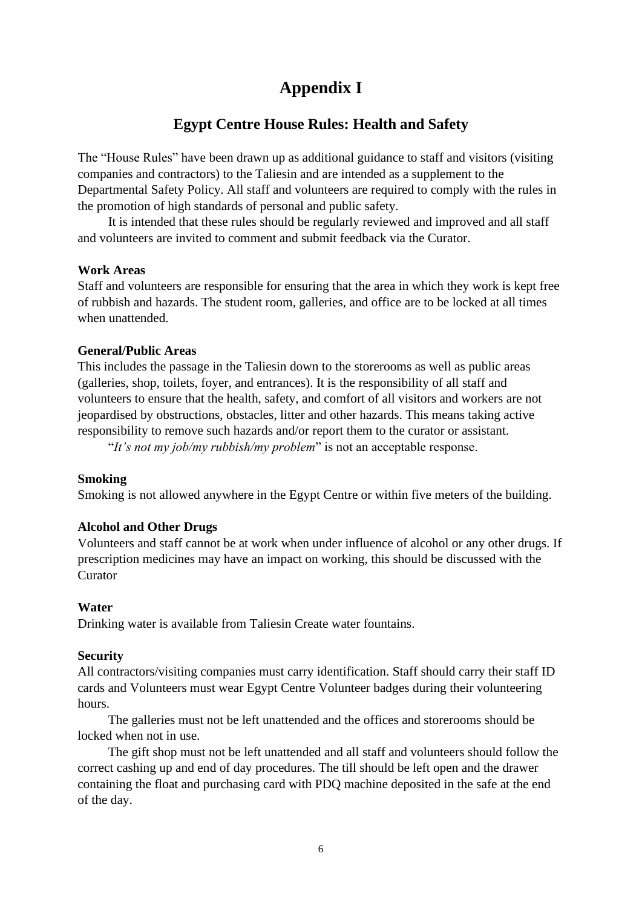# Appendix I

## Egypt Centre House Rules: Health and Safety

The "House Rules" have been drawn up as additional guidance to staff and visitors (visiting companies and contractors) to the Taliesin and are intended as a supplement to the Departmental Safety Policy. All staff and volunteers are required to comply with the rules in the promotion of high standards of personal and public safety.

It is intended that these rules should be regularly reviewed and improved and all staff and volunteers are invited to comment and submit feedback via the Curator.

**Work Areas**

Staff and volunteers are responsible for ensuring that the area in which they work is kept free of rubbish and hazards. The student room, galleries, and office are to be locked at all times when unattended.

**General/Public Areas**

This includes the passage in the Taliesin down to the storerooms as well as public areas (galleries, shop, toilets, foyer, and entrances). It is the responsibility of all staff and volunteers to ensure that the health, safety, and comfort of all visitors and workers are not jeopardised by obstructions, obstacles, litter and other hazards. This means taking active responsibility to remove such hazards and/or report them to the curator or assistant.

"*It's not my job/my rubbish/my problem*" is not an acceptable response.

**Smoking**

Smoking is not allowed anywhere in the Egypt Centre or within five meters of the building.

**Alcohol and Other Drugs**

Volunteers and staff cannot be at work when under influence of alcohol or any other drugs. If prescription medicines may have an impact on working, this should be discussed with the Curator

**Water**

Drinking water is available from Taliesin Create water fountains.

**Security**

All contractors/visiting companies must carry identification. Staff should carry their staff ID cards and Volunteers must wear Egypt Centre Volunteer badges during their volunteering hours.

The galleries must not be left unattended and the offices and storerooms should be locked when not in use.

The gift shop must not be left unattended and all staff and volunteers should follow the correct cashing up and end of day procedures. The till should be left open and the drawer containing the float and purchasing card with PDQ machine deposited in the safe at the end of the day.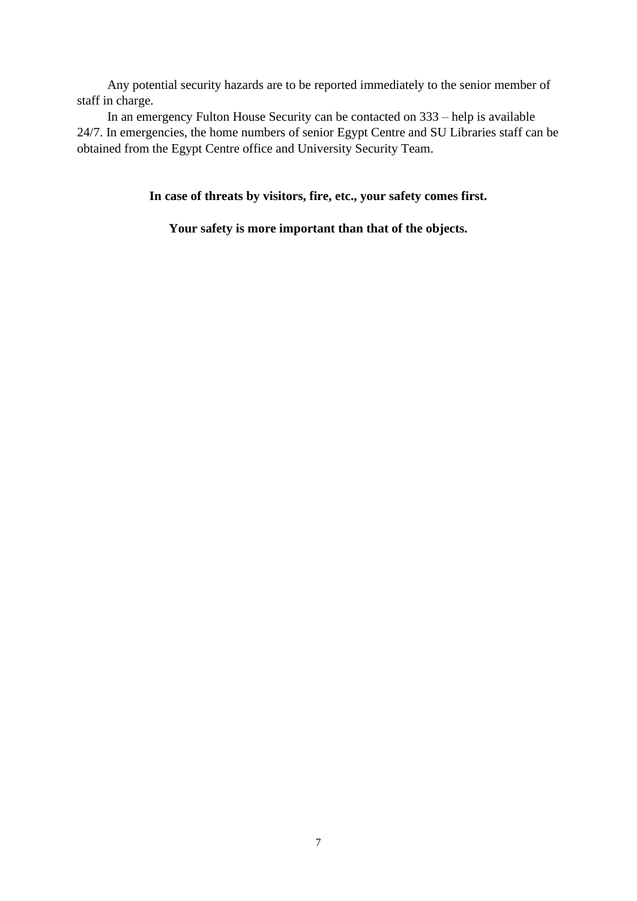Any potential security hazards are to be reported immediately to the senior member of staff in charge.

In an emergency Fulton House Security can be contacted on 333 – help is available 24/7. In emergencies, the home numbers of senior Egypt Centre and SU Libraries staff can be obtained from the Egypt Centre office and University Security Team.

**In case of threats by visitors, fire, etc., your safety comes first.**

**Your safety is more important than that of the objects.**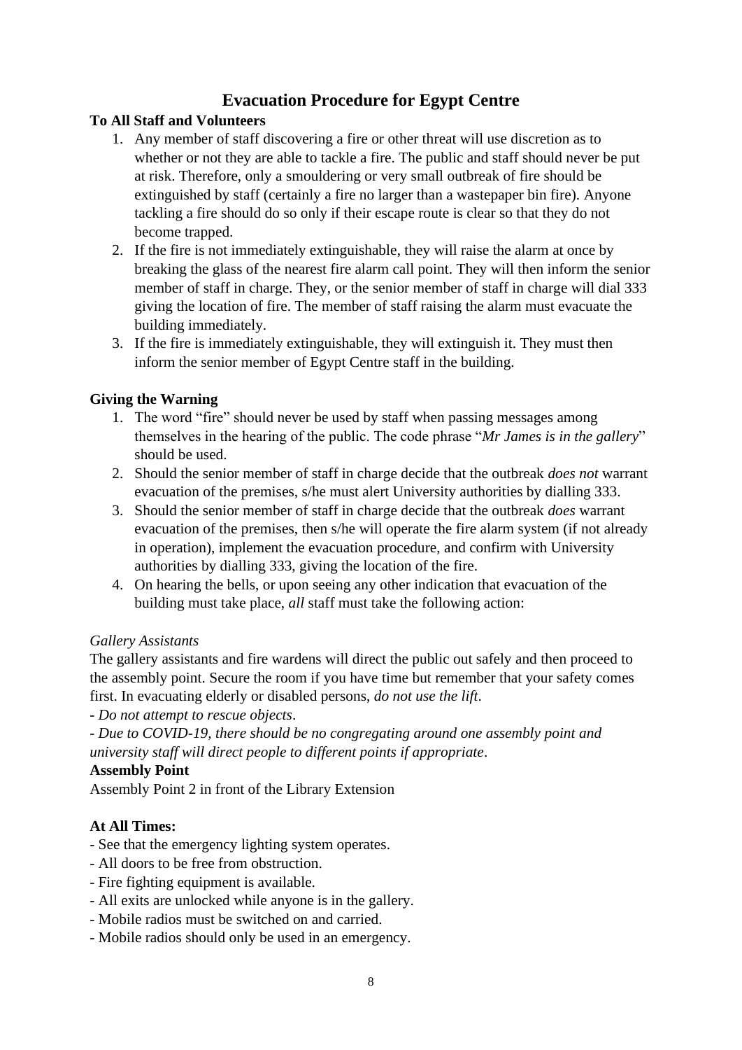# Evacuation Procedure for Egypt Centre

**To All Staff and Volunteers**

1. Any member of staff discovering a fire or other threat will use discretion as to whether or not they are able to tackle a fire. The public and staff should never be put at risk. Therefore, only a smouldering or very small outbreak of fire should be extinguished by staff (certainly a fire no larger than a wastepaper bin fire). Anyone tackling a fire should do so only if their escape route is clear so that they do not become trapped.
2. If the fire is not immediately extinguishable, they will raise the alarm at once by breaking the glass of the nearest fire alarm call point. They will then inform the senior member of staff in charge. They, or the senior member of staff in charge will dial 333 giving the location of fire. The member of staff raising the alarm must evacuate the building immediately.
3. If the fire is immediately extinguishable, they will extinguish it. They must then inform the senior member of Egypt Centre staff in the building.

**Giving the Warning**

1. The word "fire" should never be used by staff when passing messages among themselves in the hearing of the public. The code phrase "*Mr James is in the gallery*" should be used.
2. Should the senior member of staff in charge decide that the outbreak *does not* warrant evacuation of the premises, s/he must alert University authorities by dialling 333.
3. Should the senior member of staff in charge decide that the outbreak *does* warrant evacuation of the premises, then s/he will operate the fire alarm system (if not already in operation), implement the evacuation procedure, and confirm with University authorities by dialling 333, giving the location of the fire.
4. On hearing the bells, or upon seeing any other indication that evacuation of the building must take place, *all* staff must take the following action:

*Gallery Assistants*

The gallery assistants and fire wardens will direct the public out safely and then proceed to the assembly point. Secure the room if you have time but remember that your safety comes first. In evacuating elderly or disabled persons, *do not use the lift*.

- *Do not attempt to rescue objects*.
- *Due to COVID-19, there should be no congregating around one assembly point and university staff will direct people to different points if appropriate*.

**Assembly Point**

Assembly Point 2 in front of the Library Extension

**At All Times:**

- See that the emergency lighting system operates.
- All doors to be free from obstruction.
- Fire fighting equipment is available.
- All exits are unlocked while anyone is in the gallery.
- Mobile radios must be switched on and carried.
- Mobile radios should only be used in an emergency.